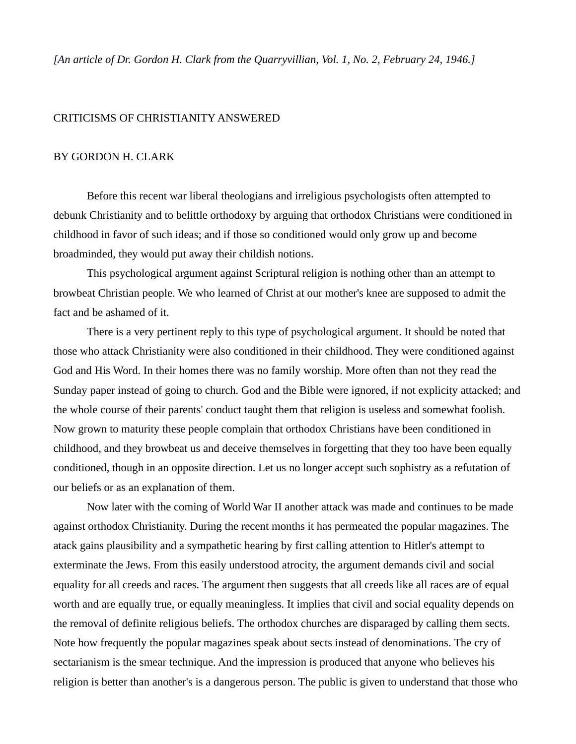*[An article of Dr. Gordon H. Clark from the Quarryvillian, Vol. 1, No. 2, February 24, 1946.]*

# CRITICISMS OF CHRISTIANITY ANSWERED

## BY GORDON H. CLARK

Before this recent war liberal theologians and irreligious psychologists often attempted to debunk Christianity and to belittle orthodoxy by arguing that orthodox Christians were conditioned in childhood in favor of such ideas; and if those so conditioned would only grow up and become broadminded, they would put away their childish notions.

This psychological argument against Scriptural religion is nothing other than an attempt to browbeat Christian people. We who learned of Christ at our mother's knee are supposed to admit the fact and be ashamed of it.

There is a very pertinent reply to this type of psychological argument. It should be noted that those who attack Christianity were also conditioned in their childhood. They were conditioned against God and His Word. In their homes there was no family worship. More often than not they read the Sunday paper instead of going to church. God and the Bible were ignored, if not explicity attacked; and the whole course of their parents' conduct taught them that religion is useless and somewhat foolish. Now grown to maturity these people complain that orthodox Christians have been conditioned in childhood, and they browbeat us and deceive themselves in forgetting that they too have been equally conditioned, though in an opposite direction. Let us no longer accept such sophistry as a refutation of our beliefs or as an explanation of them.

Now later with the coming of World War II another attack was made and continues to be made against orthodox Christianity. During the recent months it has permeated the popular magazines. The atack gains plausibility and a sympathetic hearing by first calling attention to Hitler's attempt to exterminate the Jews. From this easily understood atrocity, the argument demands civil and social equality for all creeds and races. The argument then suggests that all creeds like all races are of equal worth and are equally true, or equally meaningless. It implies that civil and social equality depends on the removal of definite religious beliefs. The orthodox churches are disparaged by calling them sects. Note how frequently the popular magazines speak about sects instead of denominations. The cry of sectarianism is the smear technique. And the impression is produced that anyone who believes his religion is better than another's is a dangerous person. The public is given to understand that those who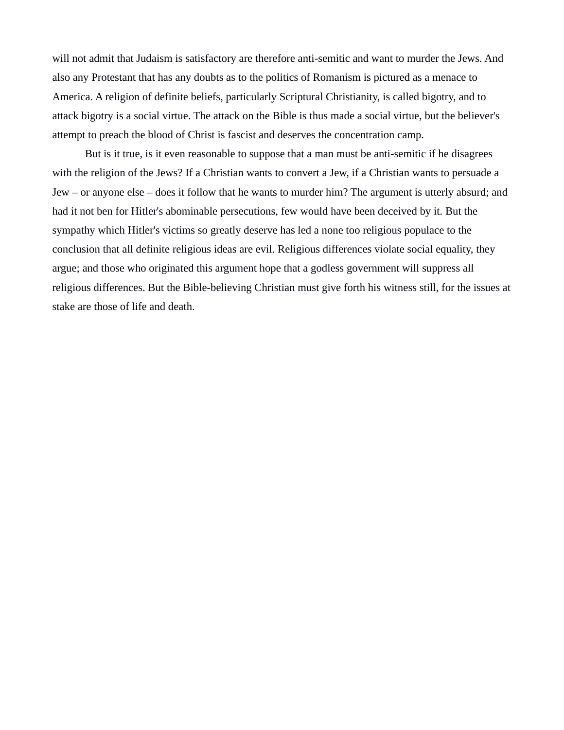will not admit that Judaism is satisfactory are therefore anti-semitic and want to murder the Jews. And also any Protestant that has any doubts as to the politics of Romanism is pictured as a menace to America. A religion of definite beliefs, particularly Scriptural Christianity, is called bigotry, and to attack bigotry is a social virtue. The attack on the Bible is thus made a social virtue, but the believer's attempt to preach the blood of Christ is fascist and deserves the concentration camp.

But is it true, is it even reasonable to suppose that a man must be anti-semitic if he disagrees with the religion of the Jews? If a Christian wants to convert a Jew, if a Christian wants to persuade a Jew – or anyone else – does it follow that he wants to murder him? The argument is utterly absurd; and had it not ben for Hitler's abominable persecutions, few would have been deceived by it. But the sympathy which Hitler's victims so greatly deserve has led a none too religious populace to the conclusion that all definite religious ideas are evil. Religious differences violate social equality, they argue; and those who originated this argument hope that a godless government will suppress all religious differences. But the Bible-believing Christian must give forth his witness still, for the issues at stake are those of life and death.